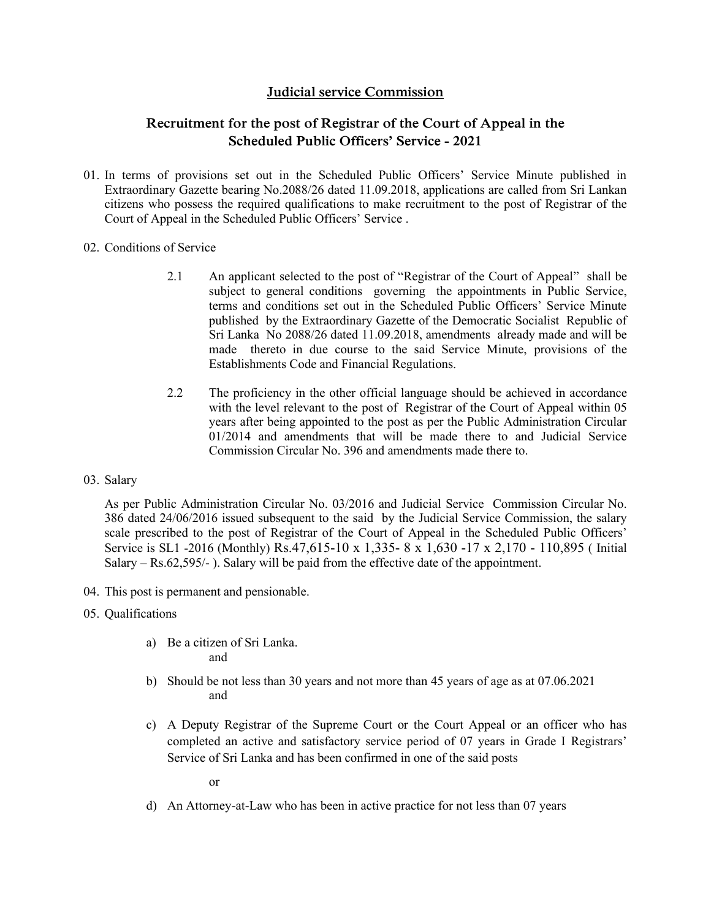# Judicial service Commission

## Recruitment for the post of Registrar of the Court of Appeal in the Scheduled Public Officers' Service - 2021

01. In terms of provisions set out in the Scheduled Public Officers' Service Minute published in Extraordinary Gazette bearing No.2088/26 dated 11.09.2018, applications are called from Sri Lankan citizens who possess the required qualifications to make recruitment to the post of Registrar of the Court of Appeal in the Scheduled Public Officers' Service .

02. Conditions of Service

    2.1 An applicant selected to the post of "Registrar of the Court of Appeal" shall be subject to general conditions governing the appointments in Public Service, terms and conditions set out in the Scheduled Public Officers' Service Minute published by the Extraordinary Gazette of the Democratic Socialist Republic of Sri Lanka No 2088/26 dated 11.09.2018, amendments already made and will be made thereto in due course to the said Service Minute, provisions of the Establishments Code and Financial Regulations.

    2.2 The proficiency in the other official language should be achieved in accordance with the level relevant to the post of Registrar of the Court of Appeal within 05 years after being appointed to the post as per the Public Administration Circular 01/2014 and amendments that will be made there to and Judicial Service Commission Circular No. 396 and amendments made there to.

03. Salary

    As per Public Administration Circular No. 03/2016 and Judicial Service Commission Circular No. 386 dated 24/06/2016 issued subsequent to the said by the Judicial Service Commission, the salary scale prescribed to the post of Registrar of the Court of Appeal in the Scheduled Public Officers' Service is SL1 -2016 (Monthly) Rs.47,615-10 x 1,335- 8 x 1,630 -17 x 2,170 - 110,895 ( Initial Salary – Rs.62,595/- ). Salary will be paid from the effective date of the appointment.

04. This post is permanent and pensionable.

05. Qualifications

    a) Be a citizen of Sri Lanka.
       and

    b) Should be not less than 30 years and not more than 45 years of age as at 07.06.2021
       and

    c) A Deputy Registrar of the Supreme Court or the Court Appeal or an officer who has completed an active and satisfactory service period of 07 years in Grade I Registrars' Service of Sri Lanka and has been confirmed in one of the said posts

       or

    d) An Attorney-at-Law who has been in active practice for not less than 07 years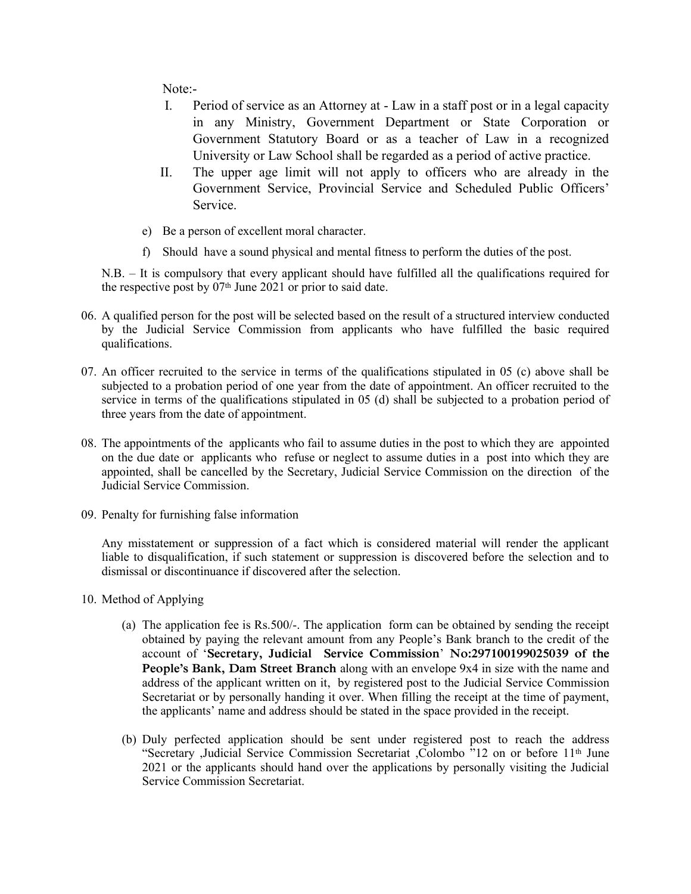Note:-

I. Period of service as an Attorney at - Law in a staff post or in a legal capacity in any Ministry, Government Department or State Corporation or Government Statutory Board or as a teacher of Law in a recognized University or Law School shall be regarded as a period of active practice.

II. The upper age limit will not apply to officers who are already in the Government Service, Provincial Service and Scheduled Public Officers' Service.

e) Be a person of excellent moral character.

f) Should have a sound physical and mental fitness to perform the duties of the post.

N.B. – It is compulsory that every applicant should have fulfilled all the qualifications required for the respective post by 07th June 2021 or prior to said date.

06. A qualified person for the post will be selected based on the result of a structured interview conducted by the Judicial Service Commission from applicants who have fulfilled the basic required qualifications.

07. An officer recruited to the service in terms of the qualifications stipulated in 05 (c) above shall be subjected to a probation period of one year from the date of appointment. An officer recruited to the service in terms of the qualifications stipulated in 05 (d) shall be subjected to a probation period of three years from the date of appointment.

08. The appointments of the applicants who fail to assume duties in the post to which they are appointed on the due date or applicants who refuse or neglect to assume duties in a post into which they are appointed, shall be cancelled by the Secretary, Judicial Service Commission on the direction of the Judicial Service Commission.

09. Penalty for furnishing false information

Any misstatement or suppression of a fact which is considered material will render the applicant liable to disqualification, if such statement or suppression is discovered before the selection and to dismissal or discontinuance if discovered after the selection.

10. Method of Applying

(a) The application fee is Rs.500/-. The application form can be obtained by sending the receipt obtained by paying the relevant amount from any People's Bank branch to the credit of the account of '**Secretary, Judicial Service Commission**' **No:297100199025039 of the People's Bank, Dam Street Branch** along with an envelope 9x4 in size with the name and address of the applicant written on it, by registered post to the Judicial Service Commission Secretariat or by personally handing it over. When filling the receipt at the time of payment, the applicants' name and address should be stated in the space provided in the receipt.

(b) Duly perfected application should be sent under registered post to reach the address "Secretary ,Judicial Service Commission Secretariat ,Colombo "12 on or before 11th June 2021 or the applicants should hand over the applications by personally visiting the Judicial Service Commission Secretariat.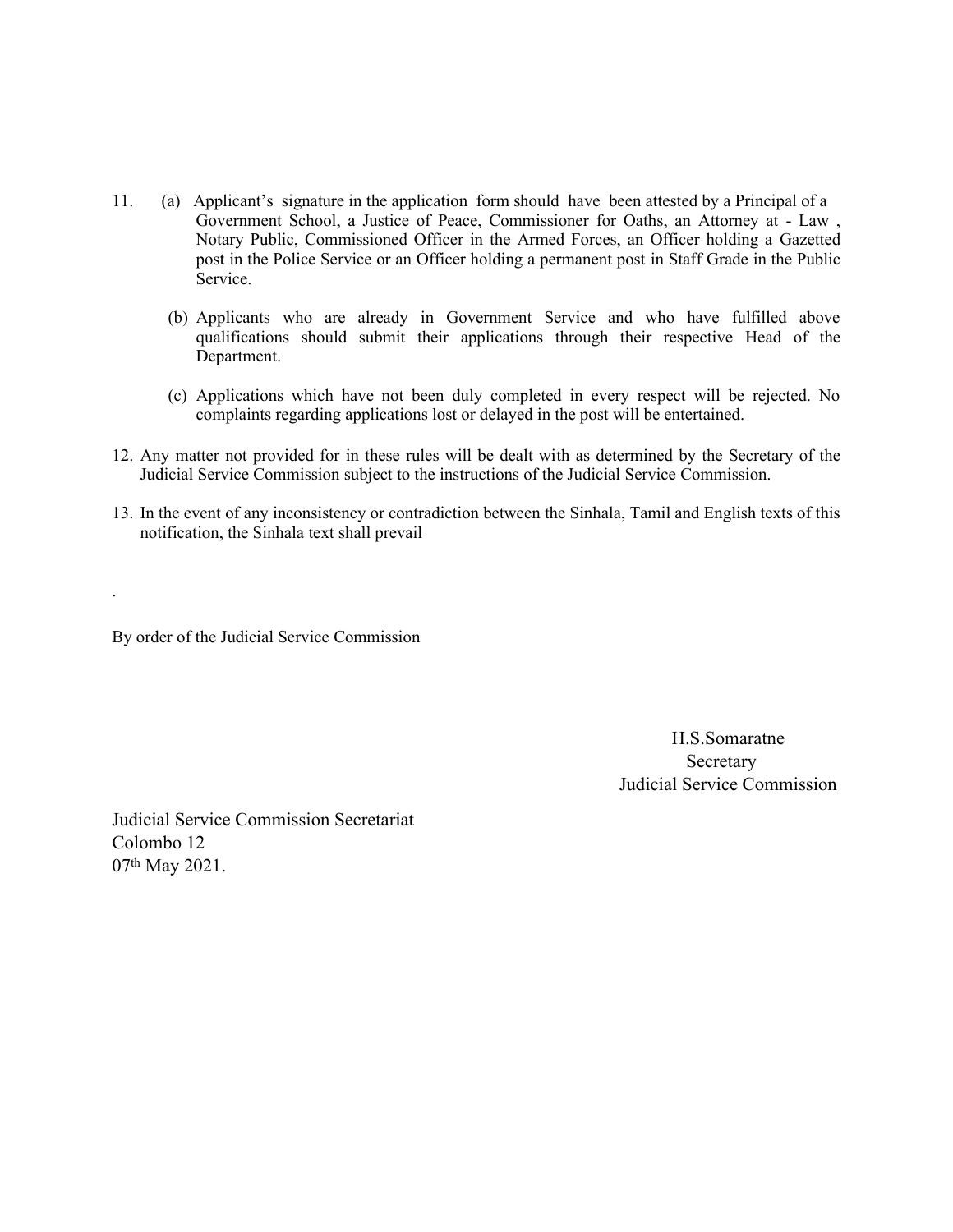11. (a) Applicant's signature in the application form should have been attested by a Principal of a Government School, a Justice of Peace, Commissioner for Oaths, an Attorney at - Law , Notary Public, Commissioned Officer in the Armed Forces, an Officer holding a Gazetted post in the Police Service or an Officer holding a permanent post in Staff Grade in the Public Service.

    (b) Applicants who are already in Government Service and who have fulfilled above qualifications should submit their applications through their respective Head of the Department.

    (c) Applications which have not been duly completed in every respect will be rejected. No complaints regarding applications lost or delayed in the post will be entertained.

12. Any matter not provided for in these rules will be dealt with as determined by the Secretary of the Judicial Service Commission subject to the instructions of the Judicial Service Commission.

13. In the event of any inconsistency or contradiction between the Sinhala, Tamil and English texts of this notification, the Sinhala text shall prevail

.

By order of the Judicial Service Commission

H.S.Somaratne
Secretary
Judicial Service Commission

Judicial Service Commission Secretariat
Colombo 12
07th May 2021.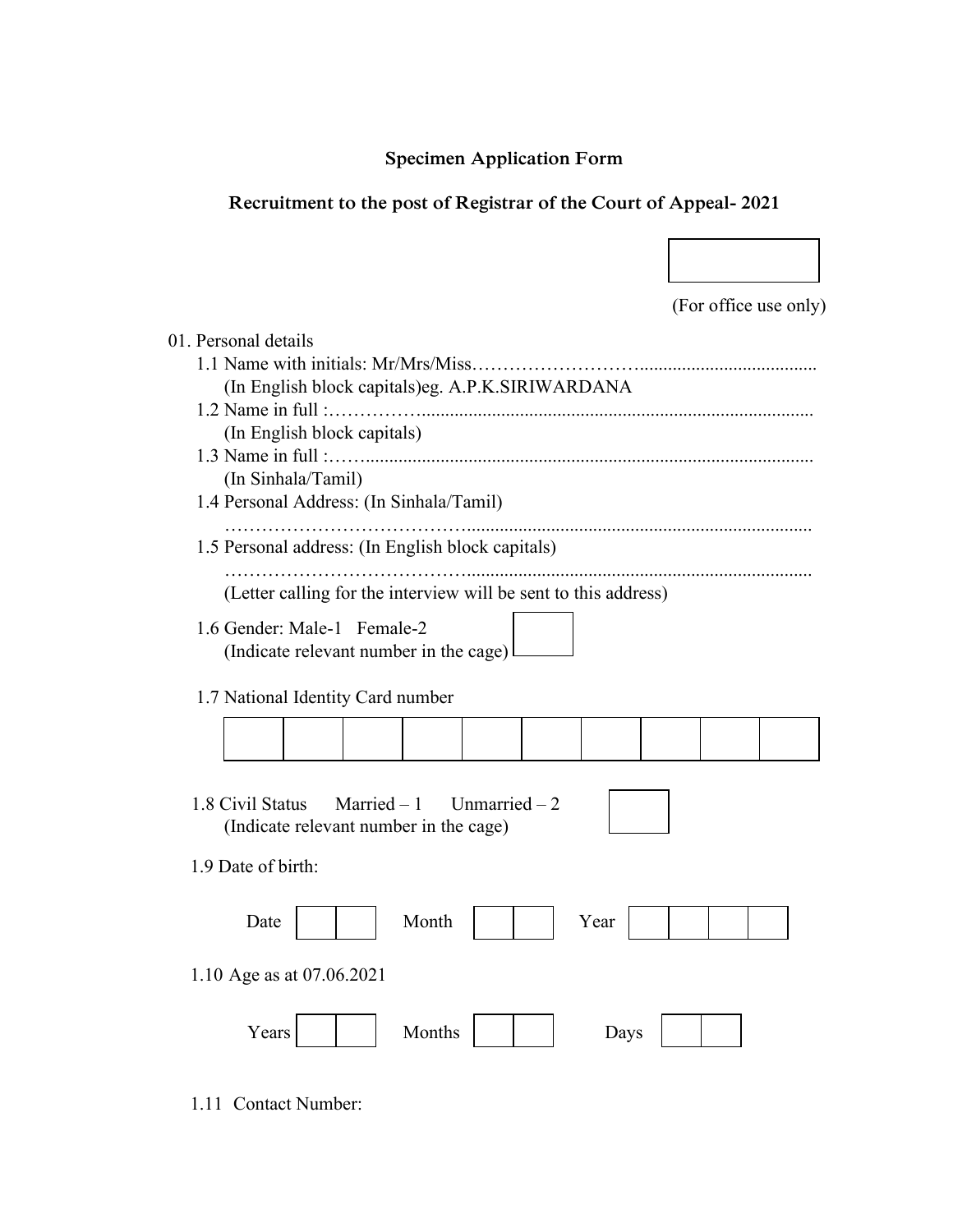**Specimen Application Form**

**Recruitment to the post of Registrar of the Court of Appeal- 2021**

| |
|---|
| |

(For office use only)

01. Personal details

1.1 Name with initials: Mr/Mrs/Miss……………………......................................
(In English block capitals)eg. A.P.K.SIRIWARDANA

1.2 Name in full :……………....................................................................................
(In English block capitals)

1.3 Name in full :……...............................................................................................
(In Sinhala/Tamil)

1.4 Personal Address: (In Sinhala/Tamil)
………………………………..........................................................................

1.5 Personal address: (In English block capitals)
………………………………..........................................................................
(Letter calling for the interview will be sent to this address)

1.6 Gender: Male-1 Female-2
(Indicate relevant number in the cage) [ ]

1.7 National Identity Card number

| | | | | | | | | | |
|---|---|---|---|---|---|---|---|---|---|
| | | | | | | | | | |

1.8 Civil Status Married – 1 Unmarried – 2
(Indicate relevant number in the cage) [ ]

1.9 Date of birth:

Date [ | ] Month [ | ] Year [ | | | ]

1.10 Age as at 07.06.2021

Years [ | ] Months [ | ] Days [ | ]

1.11 Contact Number: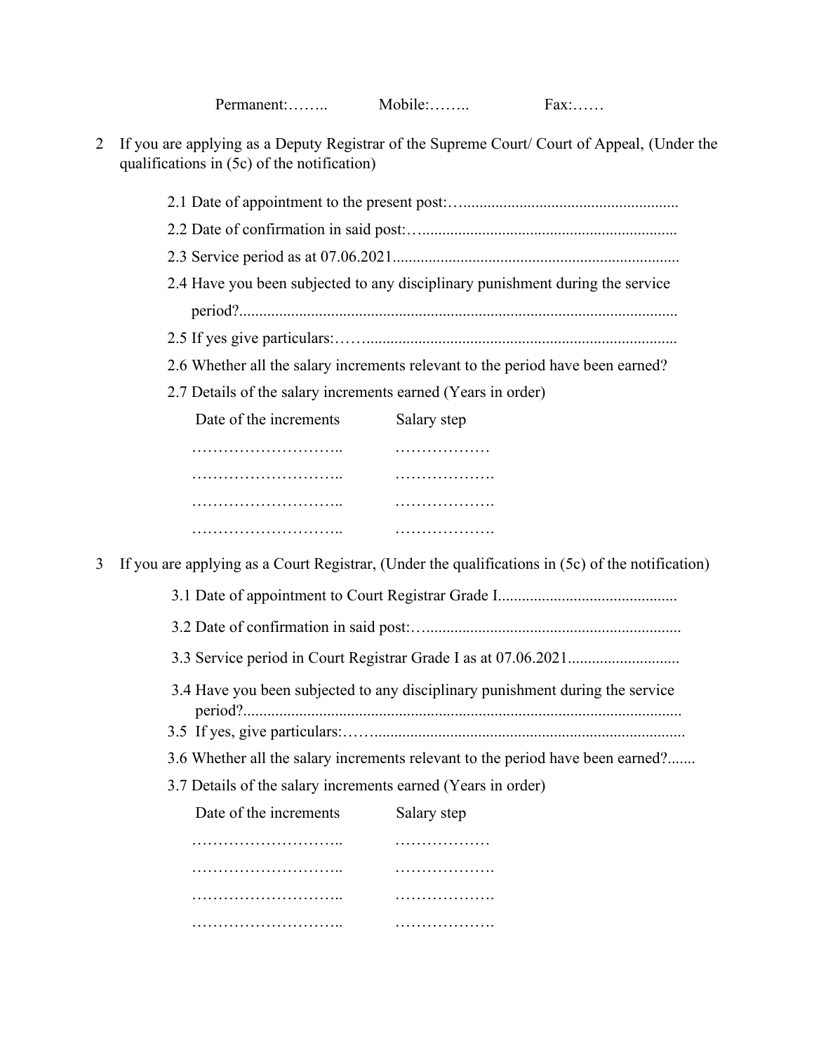Permanent:…….. Mobile:…….. Fax:……

2 If you are applying as a Deputy Registrar of the Supreme Court/ Court of Appeal, (Under the qualifications in (5c) of the notification)

2.1 Date of appointment to the present post:…......................................................

2.2 Date of confirmation in said post:….................................................................

2.3 Service period as at 07.06.2021.......................................................................

2.4 Have you been subjected to any disciplinary punishment during the service period?............................................................................................................

2.5 If yes give particulars:……..............................................................................

2.6 Whether all the salary increments relevant to the period have been earned?

2.7 Details of the salary increments earned (Years in order)

| Date of the increments | Salary step |
|---|---|
| ……………………….. | ……………… |
| ……………………….. | ………………. |
| ……………………….. | ………………. |
| ……………………….. | ………………. |

3 If you are applying as a Court Registrar, (Under the qualifications in (5c) of the notification)

3.1 Date of appointment to Court Registrar Grade I............................................

3.2 Date of confirmation in said post:….................................................................

3.3 Service period in Court Registrar Grade I as at 07.06.2021...........................

3.4 Have you been subjected to any disciplinary punishment during the service period?............................................................................................................

3.5 If yes, give particulars:……..............................................................................

3.6 Whether all the salary increments relevant to the period have been earned?.......

3.7 Details of the salary increments earned (Years in order)

| Date of the increments | Salary step |
|---|---|
| ……………………….. | ……………… |
| ……………………….. | ………………. |
| ……………………….. | ………………. |
| ……………………….. | ………………. |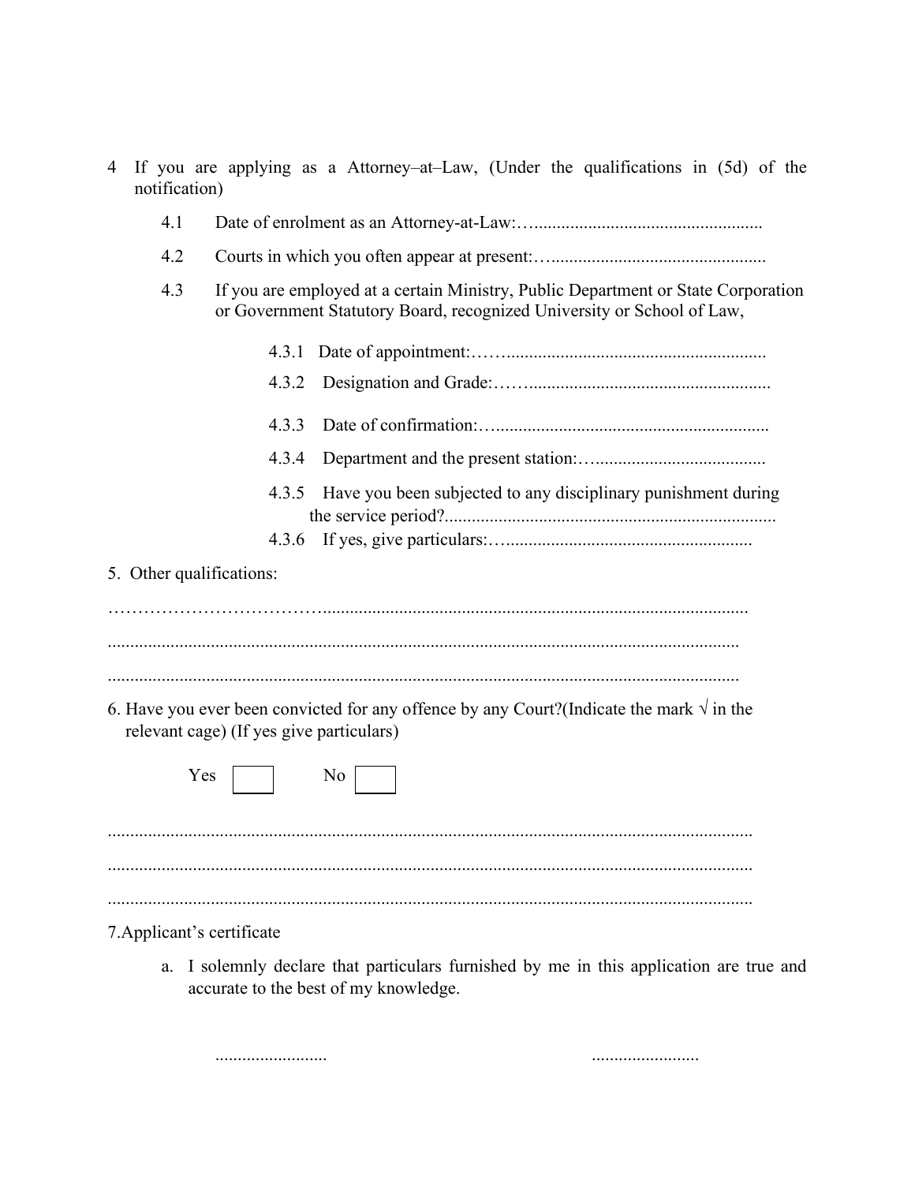4 If you are applying as a Attorney–at–Law, (Under the qualifications in (5d) of the notification)

4.1 Date of enrolment as an Attorney-at-Law:…..................................................

4.2 Courts in which you often appear at present:…...............................................

4.3 If you are employed at a certain Ministry, Public Department or State Corporation or Government Statutory Board, recognized University or School of Law,

4.3.1 Date of appointment:……........................................................

4.3.2 Designation and Grade:………....................................................

4.3.3 Date of confirmation:….............................................................

4.3.4 Department and the present station:…......................................

4.3.5 Have you been subjected to any disciplinary punishment during the service period?.........................................................................

4.3.6 If yes, give particulars:…......................................................

5. Other qualifications:

……………………………….............................................................................................

..............................................................................................................................

..............................................................................................................................

6. Have you ever been convicted for any offence by any Court?(Indicate the mark √ in the relevant cage) (If yes give particulars)

Yes ☐ No ☐

..............................................................................................................................

..............................................................................................................................

..............................................................................................................................

7.Applicant's certificate

a. I solemnly declare that particulars furnished by me in this application are true and accurate to the best of my knowledge.

......................... ........................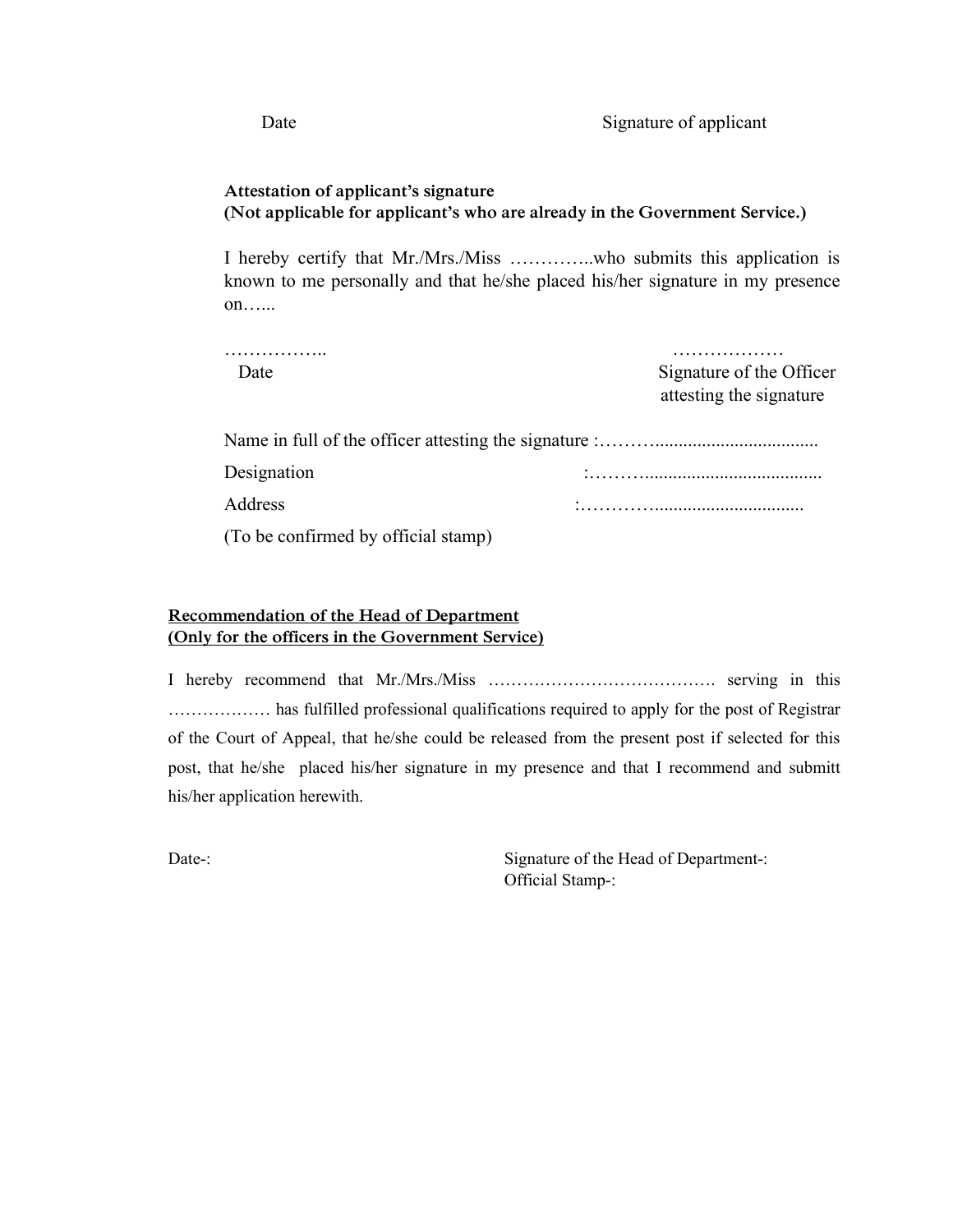Date Signature of applicant

**Attestation of applicant's signature**
**(Not applicable for applicant's who are already in the Government Service.)**

I hereby certify that Mr./Mrs./Miss …………..who submits this application is known to me personally and that he/she placed his/her signature in my presence on…...

…………….. ………………
Date Signature of the Officer attesting the signature

Name in full of the officer attesting the signature :………..................................

Designation :……….....................................

Address :…………...............................

(To be confirmed by official stamp)

**<u>Recommendation of the Head of Department</u>**
**<u>(Only for the officers in the Government Service)</u>**

I hereby recommend that Mr./Mrs./Miss …………………………………. serving in this ……………… has fulfilled professional qualifications required to apply for the post of Registrar of the Court of Appeal, that he/she could be released from the present post if selected for this post, that he/she placed his/her signature in my presence and that I recommend and submitt his/her application herewith.

Date-: Signature of the Head of Department-:
Official Stamp-: